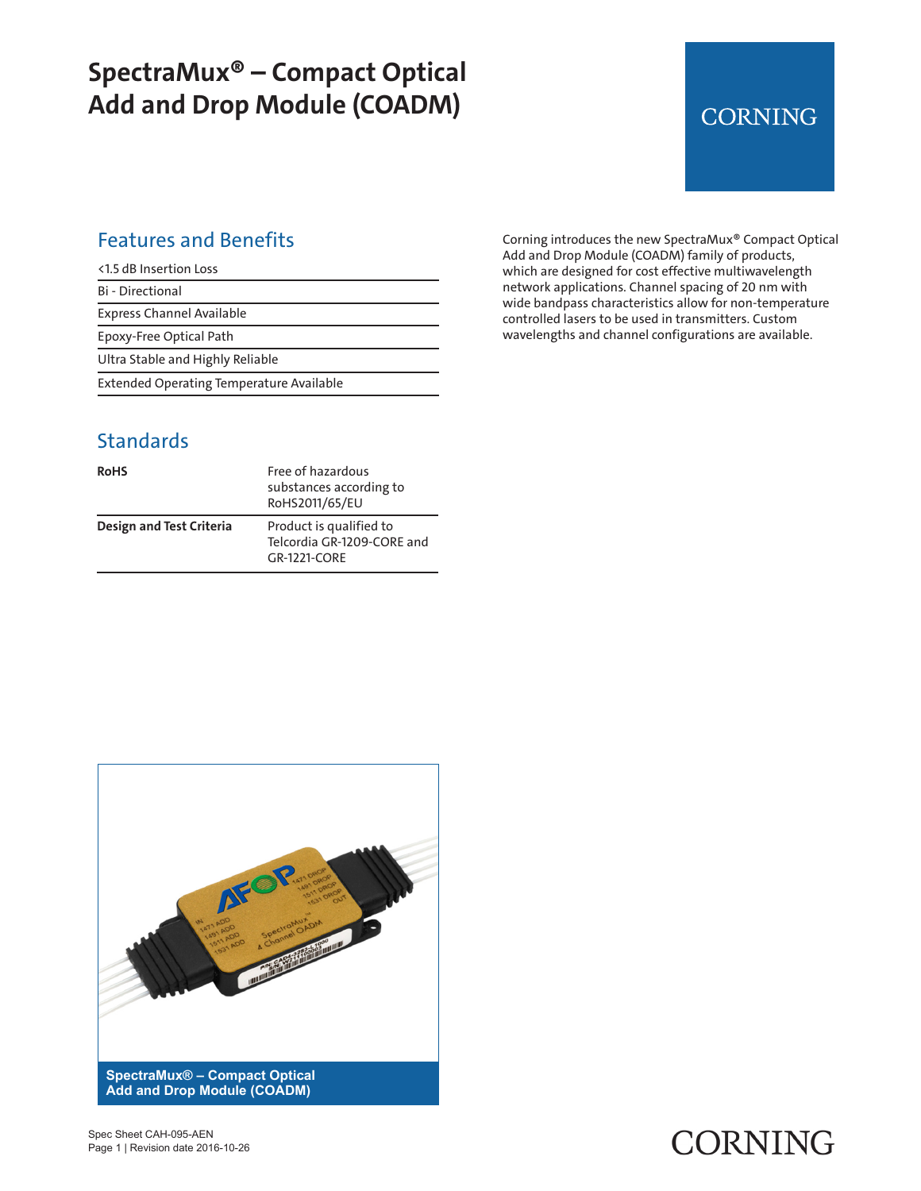# SpectraMux® – Compact Optical Add and Drop Module (COADM)

CORNING

## Features and Benefits

- <1.5 dB Insertion Loss
- Bi - Directional
- Express Channel Available
- Epoxy-Free Optical Path
- Ultra Stable and Highly Reliable
- Extended Operating Temperature Available

Corning introduces the new SpectraMux® Compact Optical Add and Drop Module (COADM) family of products, which are designed for cost effective multiwavelength network applications. Channel spacing of 20 nm with wide bandpass characteristics allow for non-temperature controlled lasers to be used in transmitters. Custom wavelengths and channel configurations are available.

## Standards

| | |
|---|---|
| **RoHS** | Free of hazardous substances according to RoHS2011/65/EU |
| **Design and Test Criteria** | Product is qualified to Telcordia GR-1209-CORE and GR-1221-CORE |

**SpectraMux® – Compact Optical Add and Drop Module (COADM)**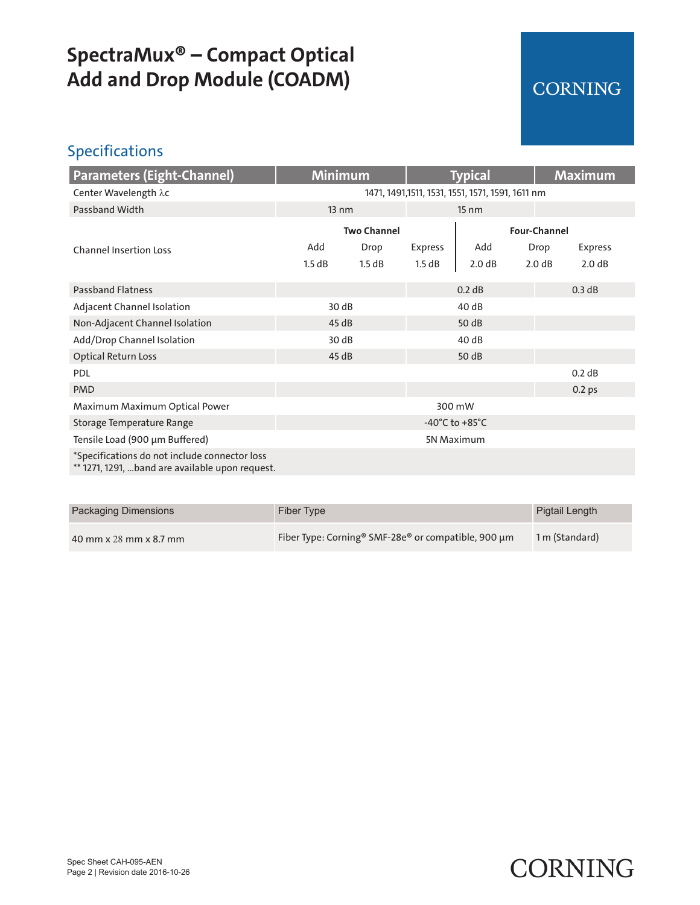# SpectraMux® – Compact Optical Add and Drop Module (COADM)

## Specifications

| Parameters (Eight-Channel) | Minimum | Typical | Maximum |
|---|---|---|---|
| Center Wavelength λc | 1471, 1491,1511, 1531, 1551, 1571, 1591, 1611 nm | | |
| Passband Width | 13 nm | 15 nm | |
| Channel Insertion Loss | **Two Channel**: Add 1.5 dB, Drop 1.5 dB, Express 1.5 dB | **Four-Channel**: Add 2.0 dB, Drop 2.0 dB, Express 2.0 dB | |
| Passband Flatness | | 0.2 dB | 0.3 dB |
| Adjacent Channel Isolation | 30 dB | 40 dB | |
| Non-Adjacent Channel Isolation | 45 dB | 50 dB | |
| Add/Drop Channel Isolation | 30 dB | 40 dB | |
| Optical Return Loss | 45 dB | 50 dB | |
| PDL | | | 0.2 dB |
| PMD | | | 0.2 ps |
| Maximum Maximum Optical Power | 300 mW | | |
| Storage Temperature Range | -40°C to +85°C | | |
| Tensile Load (900 µm Buffered) | 5N Maximum | | |

*Specifications do not include connector loss
** 1271, 1291, ...band are available upon request.

| Packaging Dimensions | Fiber Type | Pigtail Length |
|---|---|---|
| 40 mm x 28 mm x 8.7 mm | Fiber Type: Corning® SMF-28e® or compatible, 900 µm | 1 m (Standard) |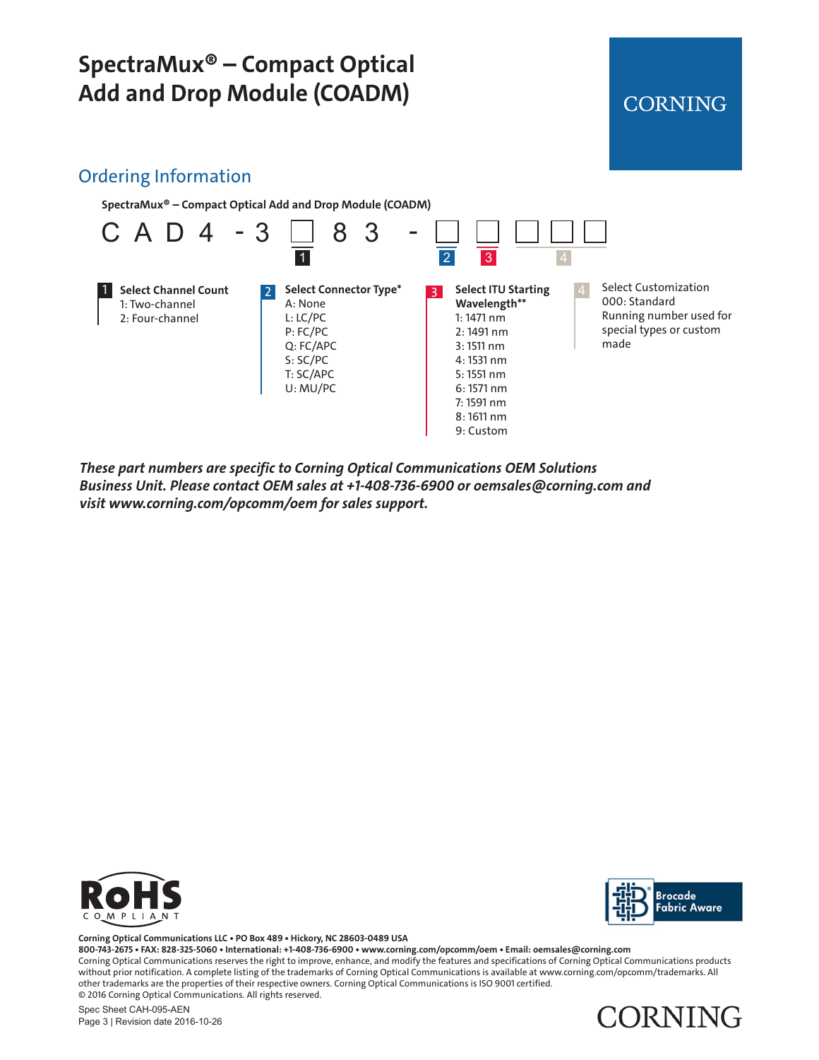# SpectraMux® – Compact Optical Add and Drop Module (COADM)

## Ordering Information

**SpectraMux® – Compact Optical Add and Drop Module (COADM)**

C A D 4 - 3 [1] 8 3 - [2] [3] [4] [4] [4]

**1 Select Channel Count**
- 1: Two-channel
- 2: Four-channel

**2 Select Connector Type***
- A: None
- L: LC/PC
- P: FC/PC
- Q: FC/APC
- S: SC/PC
- T: SC/APC
- U: MU/PC

**3 Select ITU Starting Wavelength****
- 1: 1471 nm
- 2: 1491 nm
- 3: 1511 nm
- 4: 1531 nm
- 5: 1551 nm
- 6: 1571 nm
- 7: 1591 nm
- 8: 1611 nm
- 9: Custom

**4** Select Customization
- 000: Standard
- Running number used for special types or custom made

***These part numbers are specific to Corning Optical Communications OEM Solutions Business Unit. Please contact OEM sales at +1-408-736-6900 or oemsales@corning.com and visit www.corning.com/opcomm/oem for sales support.***

RoHS COMPLIANT

Brocade Fabric Aware

**Corning Optical Communications LLC • PO Box 489 • Hickory, NC 28603-0489 USA**
**800-743-2675 • FAX: 828-325-5060 • International: +1-408-736-6900 • www.corning.com/opcomm/oem • Email: oemsales@corning.com**
Corning Optical Communications reserves the right to improve, enhance, and modify the features and specifications of Corning Optical Communications products without prior notification. A complete listing of the trademarks of Corning Optical Communications is available at www.corning.com/opcomm/trademarks. All other trademarks are the properties of their respective owners. Corning Optical Communications is ISO 9001 certified.
© 2016 Corning Optical Communications. All rights reserved.

Spec Sheet CAH-095-AEN
Page 3 | Revision date 2016-10-26